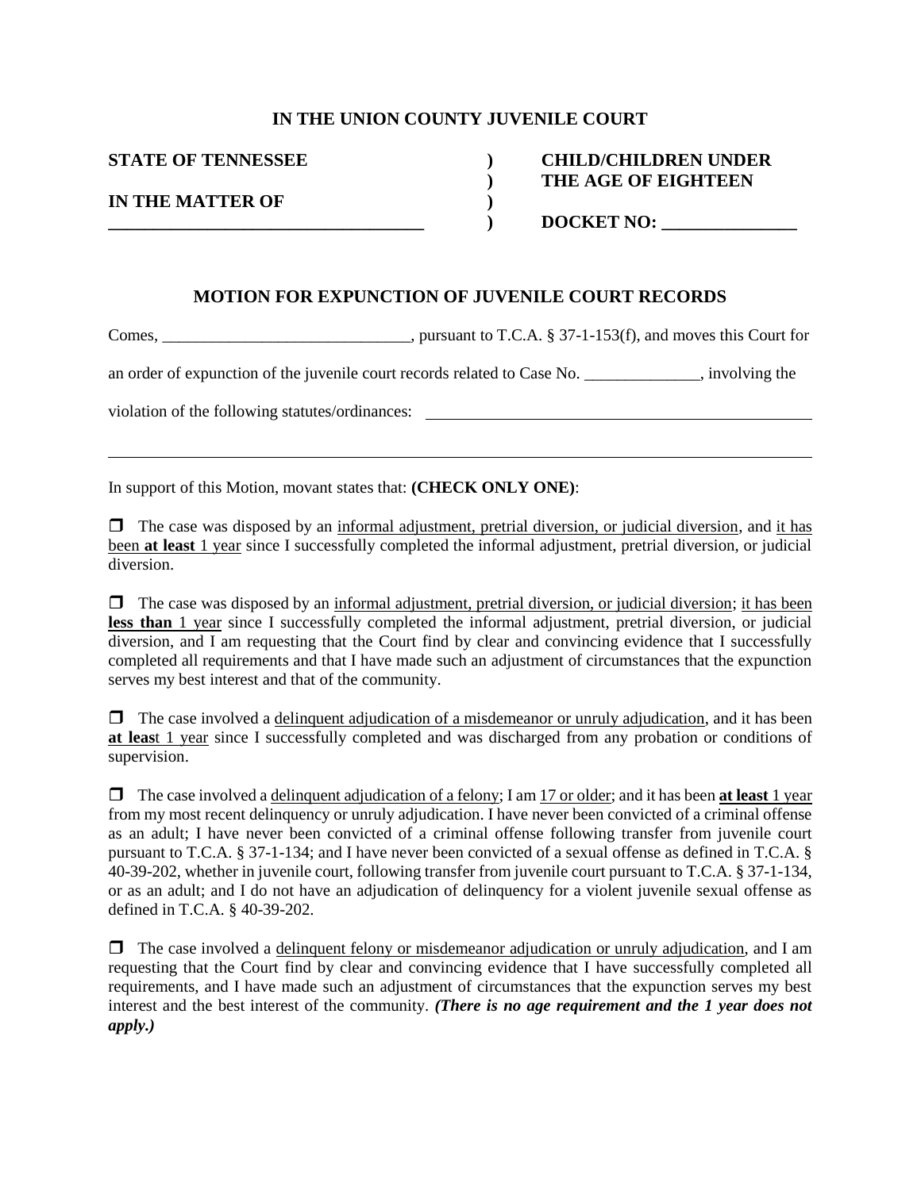**IN THE UNION COUNTY JUVENILE COURT**

| | | |
|---|---|---|
| **STATE OF TENNESSEE** | **)** | **CHILD/CHILDREN UNDER** |
| | **)** | **THE AGE OF EIGHTEEN** |
| **IN THE MATTER OF** | **)** | |
| **___________________________________** | **)** | **DOCKET NO: _______________** |

**MOTION FOR EXPUNCTION OF JUVENILE COURT RECORDS**

Comes, ______________________________, pursuant to T.C.A. § 37-1-153(f), and moves this Court for an order of expunction of the juvenile court records related to Case No. ______________, involving the violation of the following statutes/ordinances: ________________________________________________

________________________________________________________________________________

In support of this Motion, movant states that: **(CHECK ONLY ONE)**:

☐ The case was disposed by an informal adjustment, pretrial diversion, or judicial diversion, and it has been **at least** 1 year since I successfully completed the informal adjustment, pretrial diversion, or judicial diversion.

☐ The case was disposed by an informal adjustment, pretrial diversion, or judicial diversion; it has been **less than** 1 year since I successfully completed the informal adjustment, pretrial diversion, or judicial diversion, and I am requesting that the Court find by clear and convincing evidence that I successfully completed all requirements and that I have made such an adjustment of circumstances that the expunction serves my best interest and that of the community.

☐ The case involved a delinquent adjudication of a misdemeanor or unruly adjudication, and it has been **at leas**t 1 year since I successfully completed and was discharged from any probation or conditions of supervision.

☐ The case involved a delinquent adjudication of a felony; I am 17 or older; and it has been **at least** 1 year from my most recent delinquency or unruly adjudication. I have never been convicted of a criminal offense as an adult; I have never been convicted of a criminal offense following transfer from juvenile court pursuant to T.C.A. § 37-1-134; and I have never been convicted of a sexual offense as defined in T.C.A. § 40-39-202, whether in juvenile court, following transfer from juvenile court pursuant to T.C.A. § 37-1-134, or as an adult; and I do not have an adjudication of delinquency for a violent juvenile sexual offense as defined in T.C.A. § 40-39-202.

☐ The case involved a delinquent felony or misdemeanor adjudication or unruly adjudication, and I am requesting that the Court find by clear and convincing evidence that I have successfully completed all requirements, and I have made such an adjustment of circumstances that the expunction serves my best interest and the best interest of the community. ***(There is no age requirement and the 1 year does not apply.)***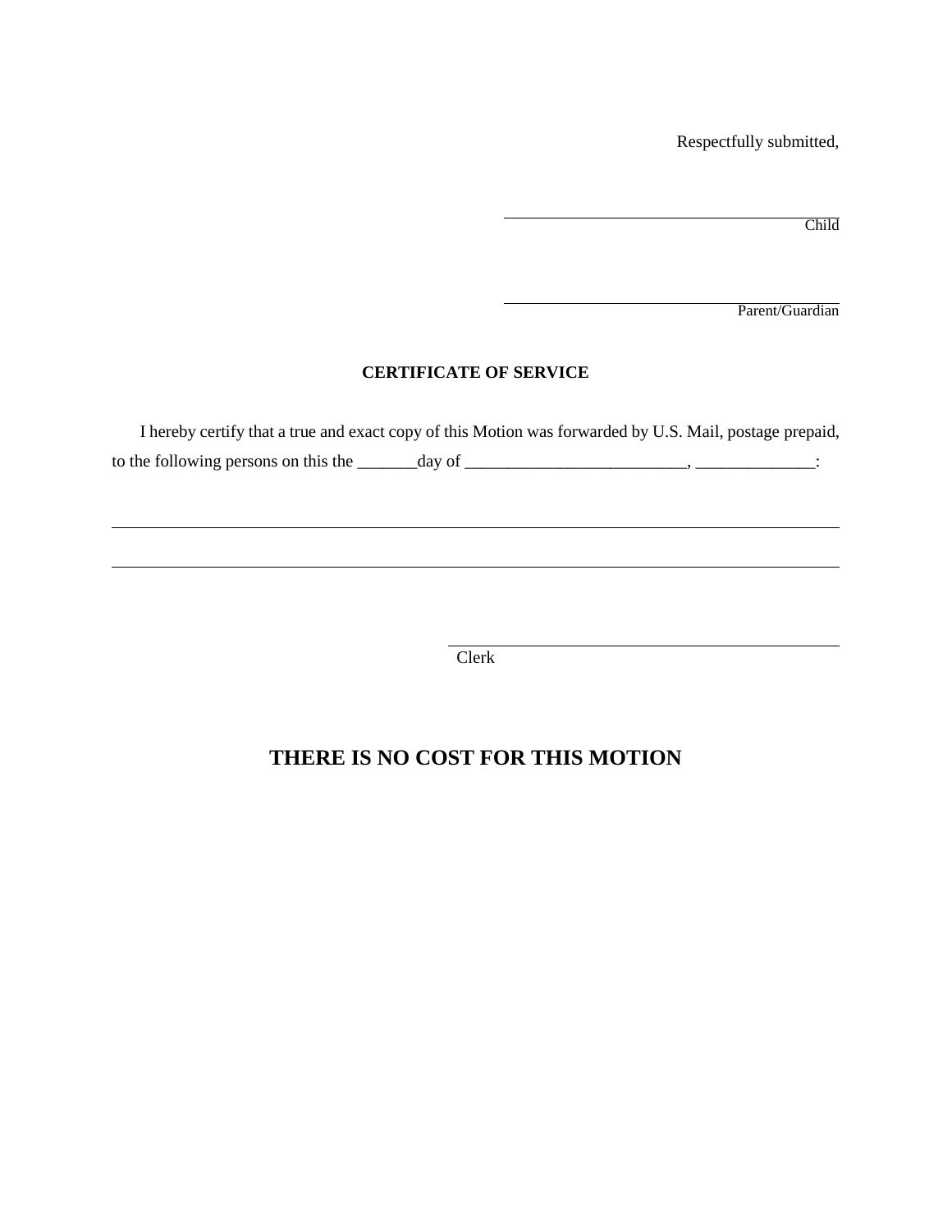Respectfully submitted,

\_\_\_\_\_\_\_\_\_\_\_\_\_\_\_\_\_\_\_\_\_\_\_\_\_\_\_\_\_\_\_\_\_\_\_\_\_\_\_\_
Child

\_\_\_\_\_\_\_\_\_\_\_\_\_\_\_\_\_\_\_\_\_\_\_\_\_\_\_\_\_\_\_\_\_\_\_\_\_\_\_\_
Parent/Guardian

**CERTIFICATE OF SERVICE**

I hereby certify that a true and exact copy of this Motion was forwarded by U.S. Mail, postage prepaid, to the following persons on this the _______day of __________________________, ______________:

\_\_\_\_\_\_\_\_\_\_\_\_\_\_\_\_\_\_\_\_\_\_\_\_\_\_\_\_\_\_\_\_\_\_\_\_\_\_\_\_\_\_\_\_\_\_\_\_\_\_\_\_\_\_\_\_\_\_\_\_\_\_\_\_\_\_\_\_\_\_\_\_\_\_\_\_\_\_

\_\_\_\_\_\_\_\_\_\_\_\_\_\_\_\_\_\_\_\_\_\_\_\_\_\_\_\_\_\_\_\_\_\_\_\_\_\_\_\_\_\_\_\_\_\_\_\_\_\_\_\_\_\_\_\_\_\_\_\_\_\_\_\_\_\_\_\_\_\_\_\_\_\_\_\_\_\_

\_\_\_\_\_\_\_\_\_\_\_\_\_\_\_\_\_\_\_\_\_\_\_\_\_\_\_\_\_\_\_\_\_\_\_\_\_\_\_\_
Clerk

## THERE IS NO COST FOR THIS MOTION